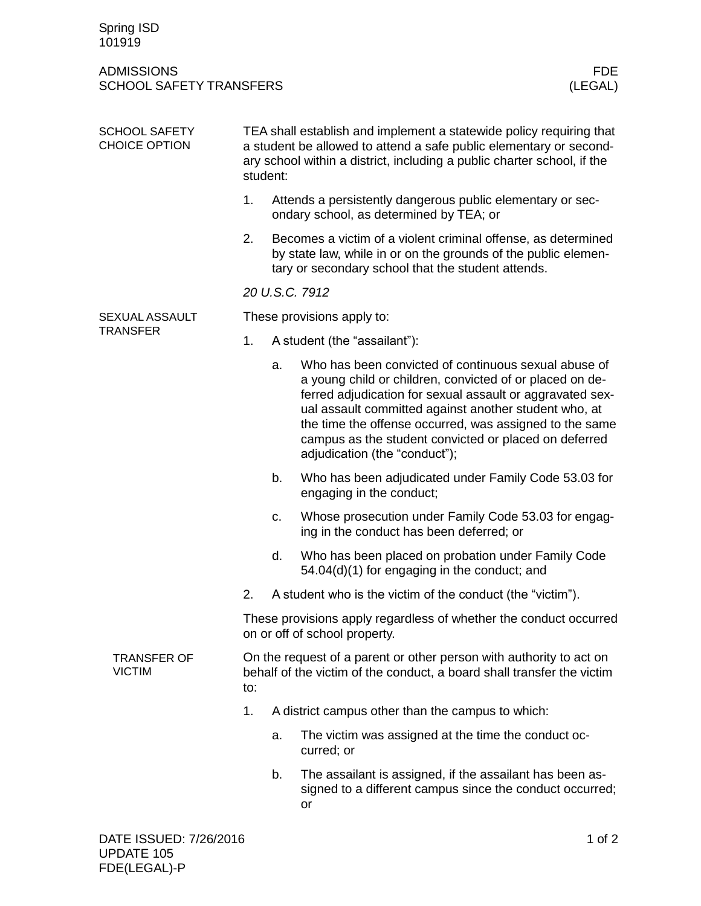Spring ISD
101919

# ADMISSIONS
# SCHOOL SAFETY TRANSFERS

FDE
(LEGAL)

## SCHOOL SAFETY CHOICE OPTION

TEA shall establish and implement a statewide policy requiring that a student be allowed to attend a safe public elementary or secondary school within a district, including a public charter school, if the student:

1. Attends a persistently dangerous public elementary or secondary school, as determined by TEA; or
2. Becomes a victim of a violent criminal offense, as determined by state law, while in or on the grounds of the public elementary or secondary school that the student attends.

*20 U.S.C. 7912*

## SEXUAL ASSAULT TRANSFER

These provisions apply to:

1. A student (the "assailant"):
   a. Who has been convicted of continuous sexual abuse of a young child or children, convicted of or placed on deferred adjudication for sexual assault or aggravated sexual assault committed against another student who, at the time the offense occurred, was assigned to the same campus as the student convicted or placed on deferred adjudication (the "conduct");
   b. Who has been adjudicated under Family Code 53.03 for engaging in the conduct;
   c. Whose prosecution under Family Code 53.03 for engaging in the conduct has been deferred; or
   d. Who has been placed on probation under Family Code 54.04(d)(1) for engaging in the conduct; and
2. A student who is the victim of the conduct (the "victim").

These provisions apply regardless of whether the conduct occurred on or off of school property.

### TRANSFER OF VICTIM

On the request of a parent or other person with authority to act on behalf of the victim of the conduct, a board shall transfer the victim to:

1. A district campus other than the campus to which:
   a. The victim was assigned at the time the conduct occurred; or
   b. The assailant is assigned, if the assailant has been assigned to a different campus since the conduct occurred; or

DATE ISSUED: 7/26/2016
UPDATE 105
FDE(LEGAL)-P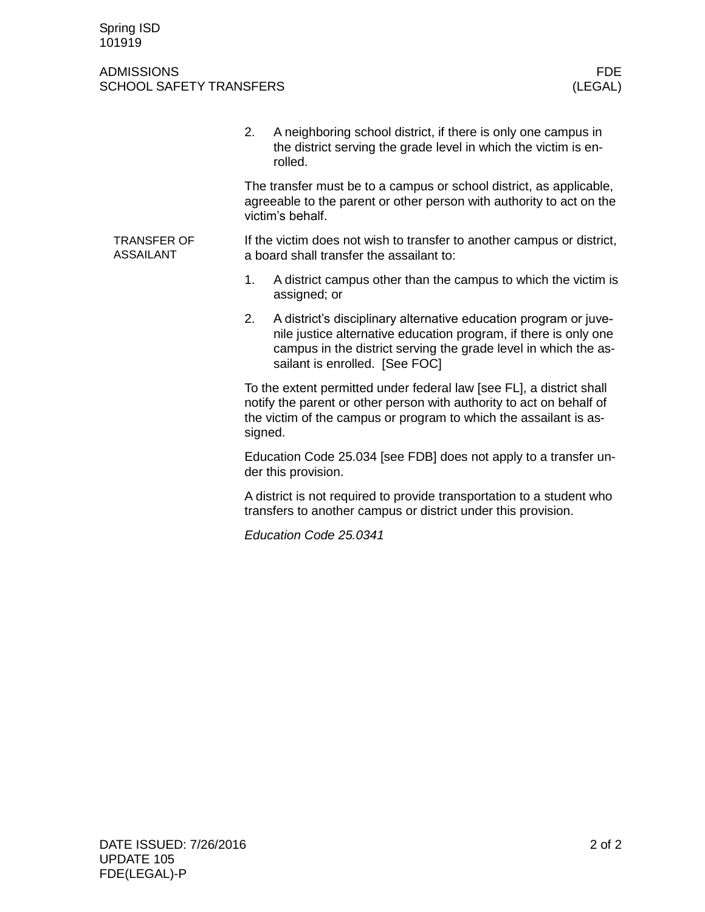2. A neighboring school district, if there is only one campus in the district serving the grade level in which the victim is enrolled.

The transfer must be to a campus or school district, as applicable, agreeable to the parent or other person with authority to act on the victim's behalf.

**TRANSFER OF ASSAILANT**

If the victim does not wish to transfer to another campus or district, a board shall transfer the assailant to:

1. A district campus other than the campus to which the victim is assigned; or
2. A district's disciplinary alternative education program or juvenile justice alternative education program, if there is only one campus in the district serving the grade level in which the assailant is enrolled. [See FOC]

To the extent permitted under federal law [see FL], a district shall notify the parent or other person with authority to act on behalf of the victim of the campus or program to which the assailant is assigned.

Education Code 25.034 [see FDB] does not apply to a transfer under this provision.

A district is not required to provide transportation to a student who transfers to another campus or district under this provision.

*Education Code 25.0341*